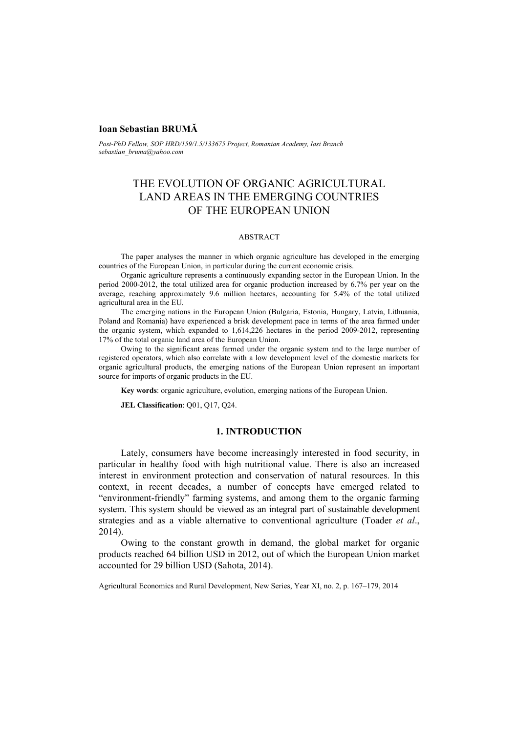**Ioan Sebastian BRUMĂ**

*Post-PhD Fellow, SOP HRD/159/1.5/133675 Project, Romanian Academy, Iasi Branch*
*sebastian_bruma@yahoo.com*

# THE EVOLUTION OF ORGANIC AGRICULTURAL LAND AREAS IN THE EMERGING COUNTRIES OF THE EUROPEAN UNION

## ABSTRACT

The paper analyses the manner in which organic agriculture has developed in the emerging countries of the European Union, in particular during the current economic crisis.

Organic agriculture represents a continuously expanding sector in the European Union. In the period 2000-2012, the total utilized area for organic production increased by 6.7% per year on the average, reaching approximately 9.6 million hectares, accounting for 5.4% of the total utilized agricultural area in the EU.

The emerging nations in the European Union (Bulgaria, Estonia, Hungary, Latvia, Lithuania, Poland and Romania) have experienced a brisk development pace in terms of the area farmed under the organic system, which expanded to 1,614,226 hectares in the period 2009-2012, representing 17% of the total organic land area of the European Union.

Owing to the significant areas farmed under the organic system and to the large number of registered operators, which also correlate with a low development level of the domestic markets for organic agricultural products, the emerging nations of the European Union represent an important source for imports of organic products in the EU.

**Key words**: organic agriculture, evolution, emerging nations of the European Union.

**JEL Classification**: Q01, Q17, Q24.

## 1. INTRODUCTION

Lately, consumers have become increasingly interested in food security, in particular in healthy food with high nutritional value. There is also an increased interest in environment protection and conservation of natural resources. In this context, in recent decades, a number of concepts have emerged related to "environment-friendly" farming systems, and among them to the organic farming system. This system should be viewed as an integral part of sustainable development strategies and as a viable alternative to conventional agriculture (Toader *et al*., 2014).

Owing to the constant growth in demand, the global market for organic products reached 64 billion USD in 2012, out of which the European Union market accounted for 29 billion USD (Sahota, 2014).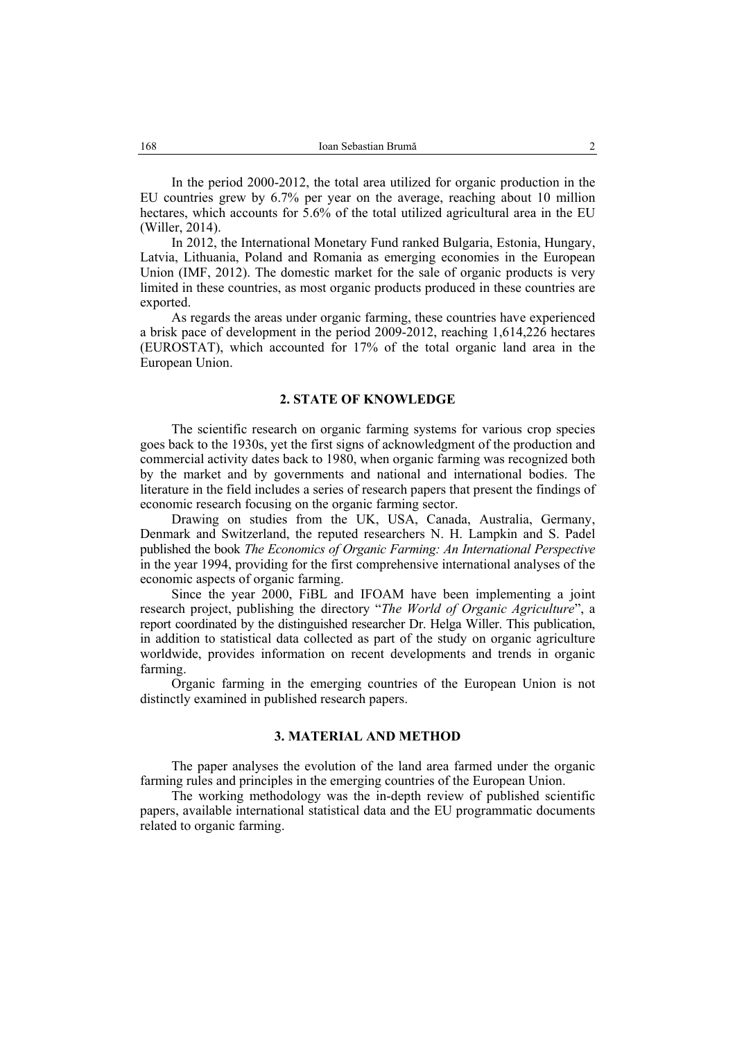In the period 2000-2012, the total area utilized for organic production in the EU countries grew by 6.7% per year on the average, reaching about 10 million hectares, which accounts for 5.6% of the total utilized agricultural area in the EU (Willer, 2014).

In 2012, the International Monetary Fund ranked Bulgaria, Estonia, Hungary, Latvia, Lithuania, Poland and Romania as emerging economies in the European Union (IMF, 2012). The domestic market for the sale of organic products is very limited in these countries, as most organic products produced in these countries are exported.

As regards the areas under organic farming, these countries have experienced a brisk pace of development in the period 2009-2012, reaching 1,614,226 hectares (EUROSTAT), which accounted for 17% of the total organic land area in the European Union.

## 2. STATE OF KNOWLEDGE

The scientific research on organic farming systems for various crop species goes back to the 1930s, yet the first signs of acknowledgment of the production and commercial activity dates back to 1980, when organic farming was recognized both by the market and by governments and national and international bodies. The literature in the field includes a series of research papers that present the findings of economic research focusing on the organic farming sector.

Drawing on studies from the UK, USA, Canada, Australia, Germany, Denmark and Switzerland, the reputed researchers N. H. Lampkin and S. Padel published the book *The Economics of Organic Farming: An International Perspective* in the year 1994, providing for the first comprehensive international analyses of the economic aspects of organic farming.

Since the year 2000, FiBL and IFOAM have been implementing a joint research project, publishing the directory "*The World of Organic Agriculture*", a report coordinated by the distinguished researcher Dr. Helga Willer. This publication, in addition to statistical data collected as part of the study on organic agriculture worldwide, provides information on recent developments and trends in organic farming.

Organic farming in the emerging countries of the European Union is not distinctly examined in published research papers.

## 3. MATERIAL AND METHOD

The paper analyses the evolution of the land area farmed under the organic farming rules and principles in the emerging countries of the European Union.

The working methodology was the in-depth review of published scientific papers, available international statistical data and the EU programmatic documents related to organic farming.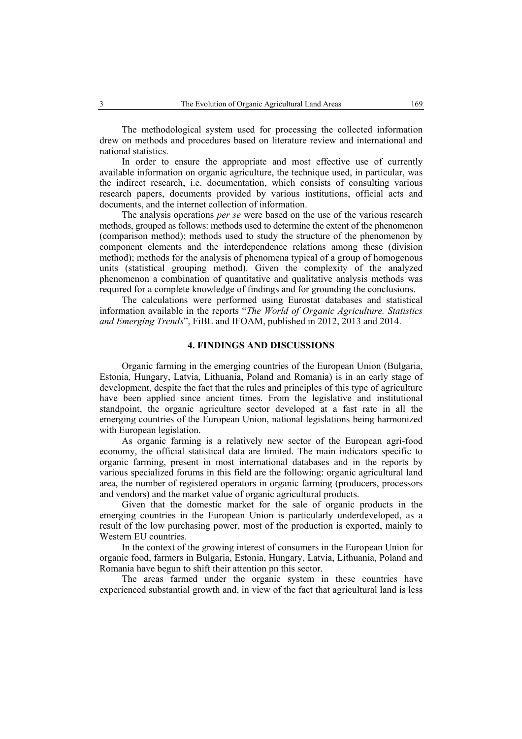The methodological system used for processing the collected information drew on methods and procedures based on literature review and international and national statistics.

In order to ensure the appropriate and most effective use of currently available information on organic agriculture, the technique used, in particular, was the indirect research, i.e. documentation, which consists of consulting various research papers, documents provided by various institutions, official acts and documents, and the internet collection of information.

The analysis operations *per se* were based on the use of the various research methods, grouped as follows: methods used to determine the extent of the phenomenon (comparison method); methods used to study the structure of the phenomenon by component elements and the interdependence relations among these (division method); methods for the analysis of phenomena typical of a group of homogenous units (statistical grouping method). Given the complexity of the analyzed phenomenon a combination of quantitative and qualitative analysis methods was required for a complete knowledge of findings and for grounding the conclusions.

The calculations were performed using Eurostat databases and statistical information available in the reports "*The World of Organic Agriculture. Statistics and Emerging Trends*", FiBL and IFOAM, published in 2012, 2013 and 2014.

## 4. FINDINGS AND DISCUSSIONS

Organic farming in the emerging countries of the European Union (Bulgaria, Estonia, Hungary, Latvia, Lithuania, Poland and Romania) is in an early stage of development, despite the fact that the rules and principles of this type of agriculture have been applied since ancient times. From the legislative and institutional standpoint, the organic agriculture sector developed at a fast rate in all the emerging countries of the European Union, national legislations being harmonized with European legislation.

As organic farming is a relatively new sector of the European agri-food economy, the official statistical data are limited. The main indicators specific to organic farming, present in most international databases and in the reports by various specialized forums in this field are the following: organic agricultural land area, the number of registered operators in organic farming (producers, processors and vendors) and the market value of organic agricultural products.

Given that the domestic market for the sale of organic products in the emerging countries in the European Union is particularly underdeveloped, as a result of the low purchasing power, most of the production is exported, mainly to Western EU countries.

In the context of the growing interest of consumers in the European Union for organic food, farmers in Bulgaria, Estonia, Hungary, Latvia, Lithuania, Poland and Romania have begun to shift their attention pn this sector.

The areas farmed under the organic system in these countries have experienced substantial growth and, in view of the fact that agricultural land is less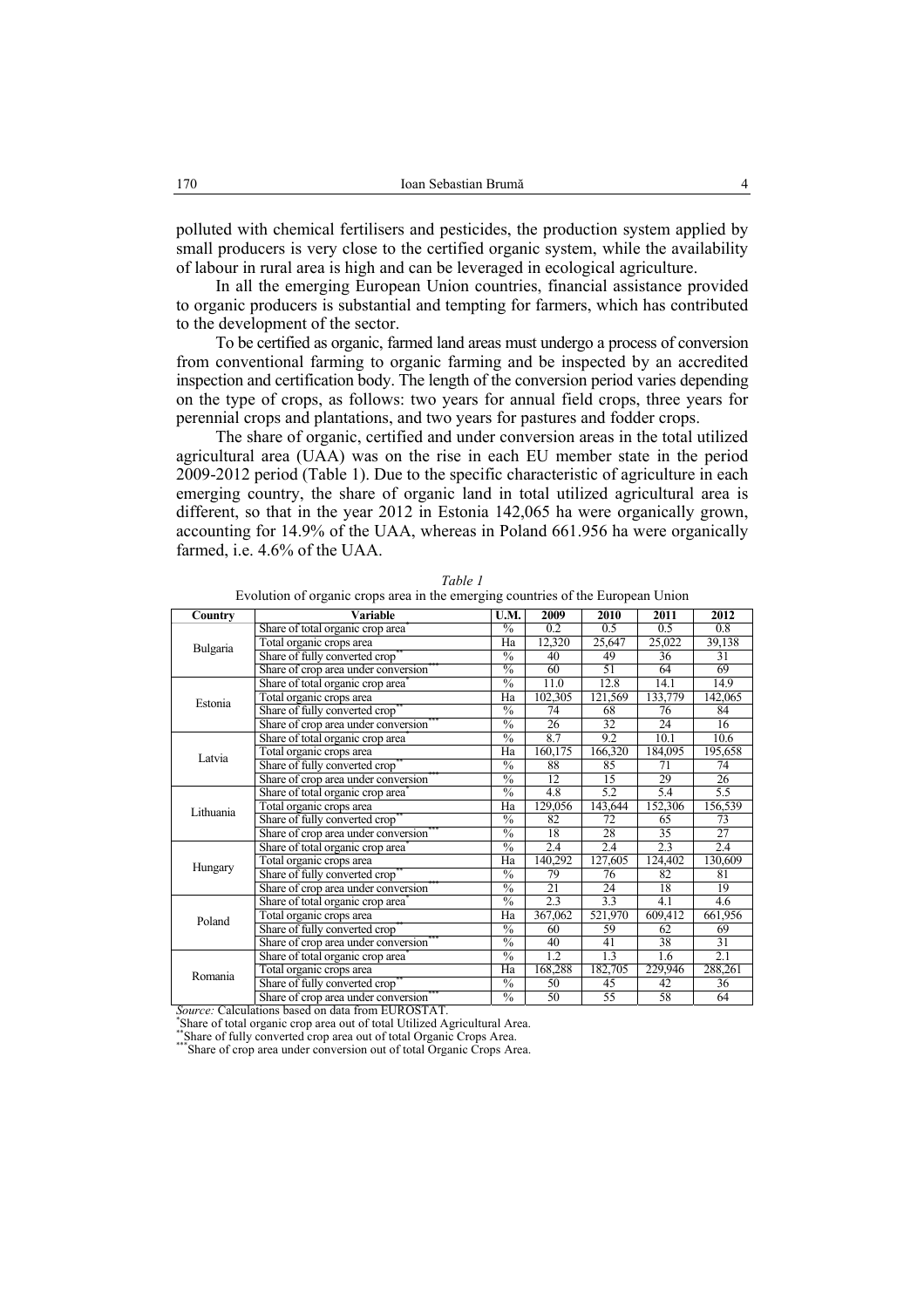polluted with chemical fertilisers and pesticides, the production system applied by small producers is very close to the certified organic system, while the availability of labour in rural area is high and can be leveraged in ecological agriculture.

In all the emerging European Union countries, financial assistance provided to organic producers is substantial and tempting for farmers, which has contributed to the development of the sector.

To be certified as organic, farmed land areas must undergo a process of conversion from conventional farming to organic farming and be inspected by an accredited inspection and certification body. The length of the conversion period varies depending on the type of crops, as follows: two years for annual field crops, three years for perennial crops and plantations, and two years for pastures and fodder crops.

The share of organic, certified and under conversion areas in the total utilized agricultural area (UAA) was on the rise in each EU member state in the period 2009-2012 period (Table 1). Due to the specific characteristic of agriculture in each emerging country, the share of organic land in total utilized agricultural area is different, so that in the year 2012 in Estonia 142,065 ha were organically grown, accounting for 14.9% of the UAA, whereas in Poland 661.956 ha were organically farmed, i.e. 4.6% of the UAA.

*Table 1*

Evolution of organic crops area in the emerging countries of the European Union

| Country | Variable | U.M. | 2009 | 2010 | 2011 | 2012 |
|---|---|---|---|---|---|---|
| Bulgaria | Share of total organic crop area* | % | 0.2 | 0.5 | 0.5 | 0.8 |
| | Total organic crops area | Ha | 12,320 | 25,647 | 25,022 | 39,138 |
| | Share of fully converted crop** | % | 40 | 49 | 36 | 31 |
| | Share of crop area under conversion*** | % | 60 | 51 | 64 | 69 |
| Estonia | Share of total organic crop area* | % | 11.0 | 12.8 | 14.1 | 14.9 |
| | Total organic crops area | Ha | 102,305 | 121,569 | 133,779 | 142,065 |
| | Share of fully converted crop** | % | 74 | 68 | 76 | 84 |
| | Share of crop area under conversion*** | % | 26 | 32 | 24 | 16 |
| Latvia | Share of total organic crop area* | % | 8.7 | 9.2 | 10.1 | 10.6 |
| | Total organic crops area | Ha | 160,175 | 166,320 | 184,095 | 195,658 |
| | Share of fully converted crop** | % | 88 | 85 | 71 | 74 |
| | Share of crop area under conversion*** | % | 12 | 15 | 29 | 26 |
| Lithuania | Share of total organic crop area* | % | 4.8 | 5.2 | 5.4 | 5.5 |
| | Total organic crops area | Ha | 129,056 | 143,644 | 152,306 | 156,539 |
| | Share of fully converted crop** | % | 82 | 72 | 65 | 73 |
| | Share of crop area under conversion*** | % | 18 | 28 | 35 | 27 |
| Hungary | Share of total organic crop area* | % | 2.4 | 2.4 | 2.3 | 2.4 |
| | Total organic crops area | Ha | 140,292 | 127,605 | 124,402 | 130,609 |
| | Share of fully converted crop** | % | 79 | 76 | 82 | 81 |
| | Share of crop area under conversion*** | % | 21 | 24 | 18 | 19 |
| Poland | Share of total organic crop area* | % | 2.3 | 3.3 | 4.1 | 4.6 |
| | Total organic crops area | Ha | 367,062 | 521,970 | 609,412 | 661,956 |
| | Share of fully converted crop** | % | 60 | 59 | 62 | 69 |
| | Share of crop area under conversion*** | % | 40 | 41 | 38 | 31 |
| Romania | Share of total organic crop area* | % | 1.2 | 1.3 | 1.6 | 2.1 |
| | Total organic crops area | Ha | 168,288 | 182,705 | 229,946 | 288,261 |
| | Share of fully converted crop** | % | 50 | 45 | 42 | 36 |
| | Share of crop area under conversion*** | % | 50 | 55 | 58 | 64 |

*Source:* Calculations based on data from EUROSTAT.

*Share of total organic crop area out of total Utilized Agricultural Area.

**Share of fully converted crop area out of total Organic Crops Area.

***Share of crop area under conversion out of total Organic Crops Area.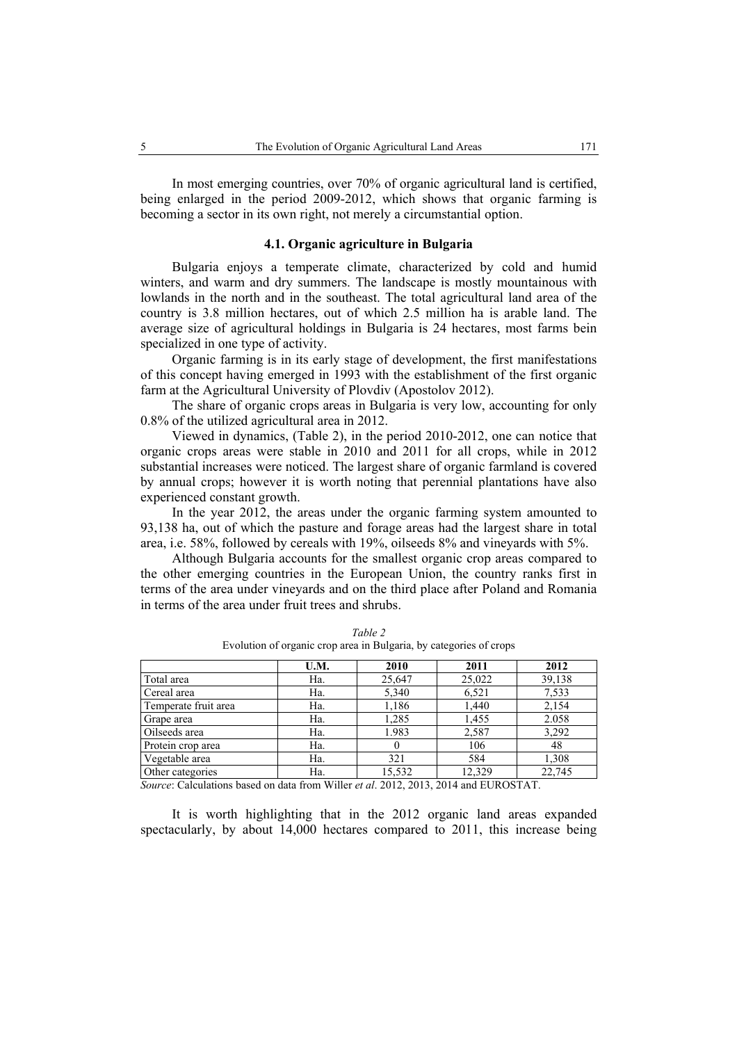In most emerging countries, over 70% of organic agricultural land is certified, being enlarged in the period 2009-2012, which shows that organic farming is becoming a sector in its own right, not merely a circumstantial option.

### 4.1. Organic agriculture in Bulgaria

Bulgaria enjoys a temperate climate, characterized by cold and humid winters, and warm and dry summers. The landscape is mostly mountainous with lowlands in the north and in the southeast. The total agricultural land area of the country is 3.8 million hectares, out of which 2.5 million ha is arable land. The average size of agricultural holdings in Bulgaria is 24 hectares, most farms bein specialized in one type of activity.

Organic farming is in its early stage of development, the first manifestations of this concept having emerged in 1993 with the establishment of the first organic farm at the Agricultural University of Plovdiv (Apostolov 2012).

The share of organic crops areas in Bulgaria is very low, accounting for only 0.8% of the utilized agricultural area in 2012.

Viewed in dynamics, (Table 2), in the period 2010-2012, one can notice that organic crops areas were stable in 2010 and 2011 for all crops, while in 2012 substantial increases were noticed. The largest share of organic farmland is covered by annual crops; however it is worth noting that perennial plantations have also experienced constant growth.

In the year 2012, the areas under the organic farming system amounted to 93,138 ha, out of which the pasture and forage areas had the largest share in total area, i.e. 58%, followed by cereals with 19%, oilseeds 8% and vineyards with 5%.

Although Bulgaria accounts for the smallest organic crop areas compared to the other emerging countries in the European Union, the country ranks first in terms of the area under vineyards and on the third place after Poland and Romania in terms of the area under fruit trees and shrubs.

*Table 2*
Evolution of organic crop area in Bulgaria, by categories of crops

| | U.M. | 2010 | 2011 | 2012 |
|---|---|---|---|---|
| Total area | Ha. | 25,647 | 25,022 | 39,138 |
| Cereal area | Ha. | 5,340 | 6,521 | 7,533 |
| Temperate fruit area | Ha. | 1,186 | 1,440 | 2,154 |
| Grape area | Ha. | 1,285 | 1,455 | 2.058 |
| Oilseeds area | Ha. | 1.983 | 2,587 | 3,292 |
| Protein crop area | Ha. | 0 | 106 | 48 |
| Vegetable area | Ha. | 321 | 584 | 1,308 |
| Other categories | Ha. | 15,532 | 12,329 | 22,745 |

*Source*: Calculations based on data from Willer *et al*. 2012, 2013, 2014 and EUROSTAT.

It is worth highlighting that in the 2012 organic land areas expanded spectacularly, by about 14,000 hectares compared to 2011, this increase being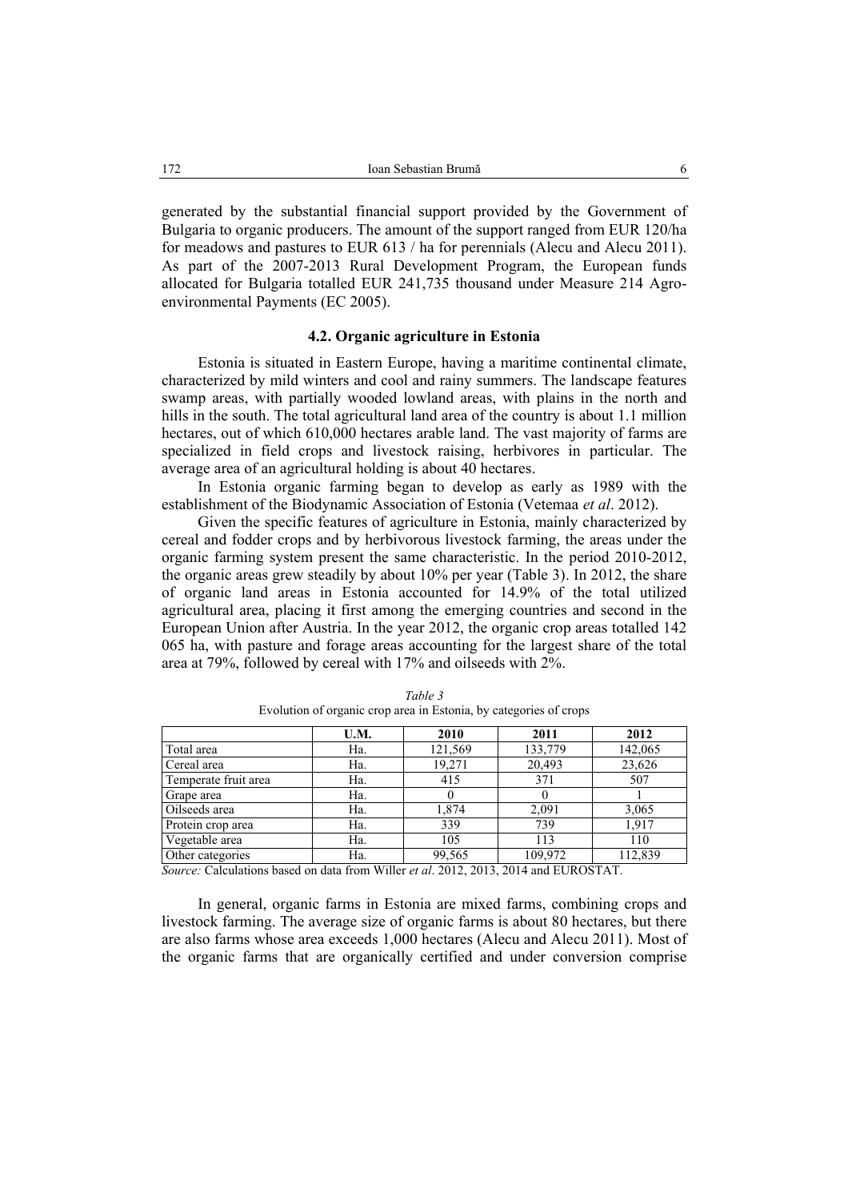generated by the substantial financial support provided by the Government of Bulgaria to organic producers. The amount of the support ranged from EUR 120/ha for meadows and pastures to EUR 613 / ha for perennials (Alecu and Alecu 2011). As part of the 2007-2013 Rural Development Program, the European funds allocated for Bulgaria totalled EUR 241,735 thousand under Measure 214 Agro-environmental Payments (EC 2005).

### 4.2. Organic agriculture in Estonia

Estonia is situated in Eastern Europe, having a maritime continental climate, characterized by mild winters and cool and rainy summers. The landscape features swamp areas, with partially wooded lowland areas, with plains in the north and hills in the south. The total agricultural land area of the country is about 1.1 million hectares, out of which 610,000 hectares arable land. The vast majority of farms are specialized in field crops and livestock raising, herbivores in particular. The average area of an agricultural holding is about 40 hectares.

In Estonia organic farming began to develop as early as 1989 with the establishment of the Biodynamic Association of Estonia (Vetemaa *et al*. 2012).

Given the specific features of agriculture in Estonia, mainly characterized by cereal and fodder crops and by herbivorous livestock farming, the areas under the organic farming system present the same characteristic. In the period 2010-2012, the organic areas grew steadily by about 10% per year (Table 3). In 2012, the share of organic land areas in Estonia accounted for 14.9% of the total utilized agricultural area, placing it first among the emerging countries and second in the European Union after Austria. In the year 2012, the organic crop areas totalled 142 065 ha, with pasture and forage areas accounting for the largest share of the total area at 79%, followed by cereal with 17% and oilseeds with 2%.

*Table 3*
Evolution of organic crop area in Estonia, by categories of crops

| | U.M. | 2010 | 2011 | 2012 |
|---|---|---|---|---|
| Total area | Ha. | 121,569 | 133,779 | 142,065 |
| Cereal area | Ha. | 19,271 | 20,493 | 23,626 |
| Temperate fruit area | Ha. | 415 | 371 | 507 |
| Grape area | Ha. | 0 | 0 | 1 |
| Oilseeds area | Ha. | 1,874 | 2,091 | 3,065 |
| Protein crop area | Ha. | 339 | 739 | 1,917 |
| Vegetable area | Ha. | 105 | 113 | 110 |
| Other categories | Ha. | 99,565 | 109,972 | 112,839 |

*Source:* Calculations based on data from Willer *et al*. 2012, 2013, 2014 and EUROSTAT.

In general, organic farms in Estonia are mixed farms, combining crops and livestock farming. The average size of organic farms is about 80 hectares, but there are also farms whose area exceeds 1,000 hectares (Alecu and Alecu 2011). Most of the organic farms that are organically certified and under conversion comprise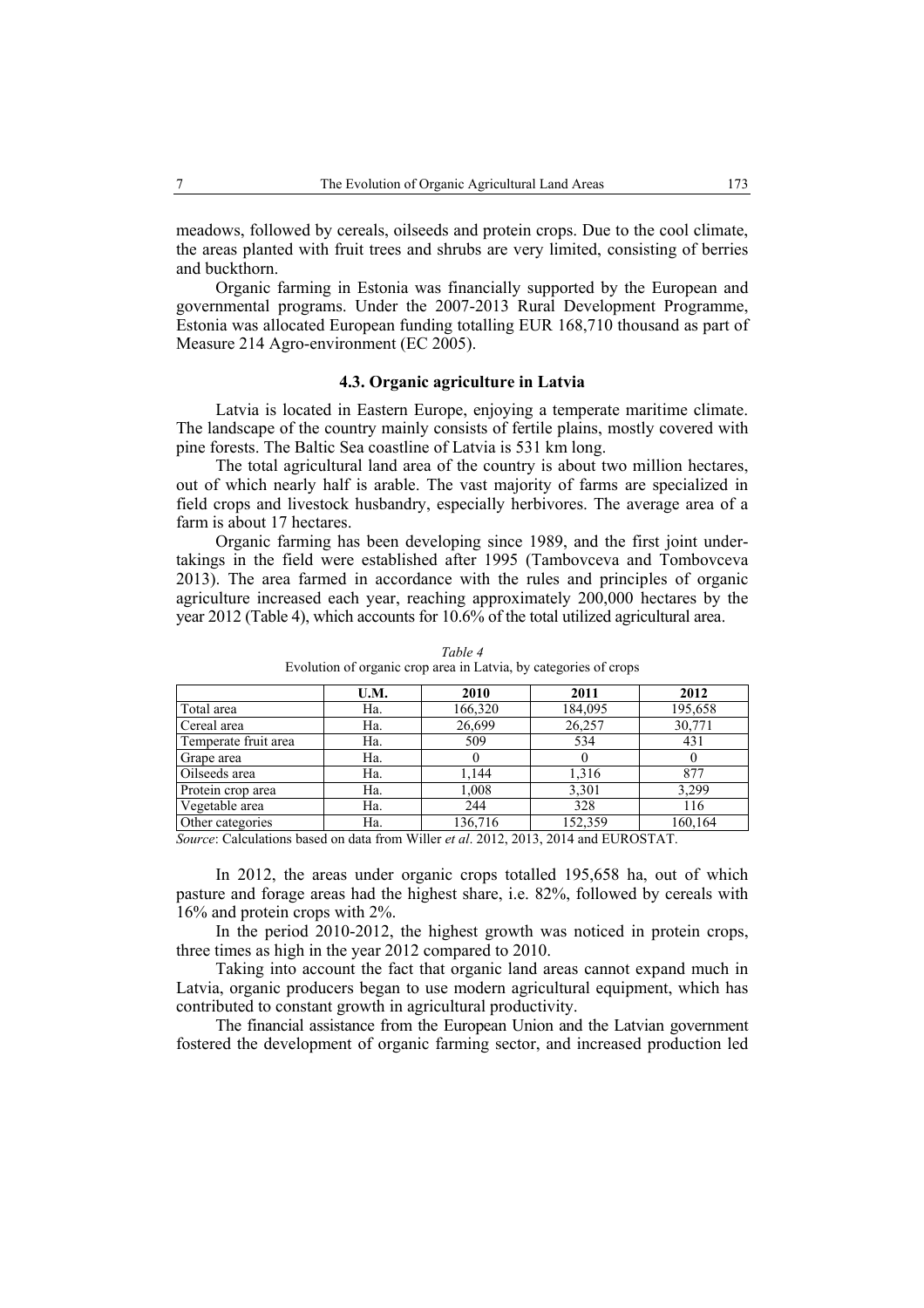meadows, followed by cereals, oilseeds and protein crops. Due to the cool climate, the areas planted with fruit trees and shrubs are very limited, consisting of berries and buckthorn.

Organic farming in Estonia was financially supported by the European and governmental programs. Under the 2007-2013 Rural Development Programme, Estonia was allocated European funding totalling EUR 168,710 thousand as part of Measure 214 Agro-environment (EC 2005).

### 4.3. Organic agriculture in Latvia

Latvia is located in Eastern Europe, enjoying a temperate maritime climate. The landscape of the country mainly consists of fertile plains, mostly covered with pine forests. The Baltic Sea coastline of Latvia is 531 km long.

The total agricultural land area of the country is about two million hectares, out of which nearly half is arable. The vast majority of farms are specialized in field crops and livestock husbandry, especially herbivores. The average area of a farm is about 17 hectares.

Organic farming has been developing since 1989, and the first joint undertakings in the field were established after 1995 (Tambovceva and Tombovceva 2013). The area farmed in accordance with the rules and principles of organic agriculture increased each year, reaching approximately 200,000 hectares by the year 2012 (Table 4), which accounts for 10.6% of the total utilized agricultural area.

*Table 4*

Evolution of organic crop area in Latvia, by categories of crops

| | U.M. | 2010 | 2011 | 2012 |
|---|---|---|---|---|
| Total area | Ha. | 166,320 | 184,095 | 195,658 |
| Cereal area | Ha. | 26,699 | 26,257 | 30,771 |
| Temperate fruit area | Ha. | 509 | 534 | 431 |
| Grape area | Ha. | 0 | 0 | 0 |
| Oilseeds area | Ha. | 1,144 | 1,316 | 877 |
| Protein crop area | Ha. | 1,008 | 3,301 | 3,299 |
| Vegetable area | Ha. | 244 | 328 | 116 |
| Other categories | Ha. | 136,716 | 152,359 | 160,164 |

*Source*: Calculations based on data from Willer *et al*. 2012, 2013, 2014 and EUROSTAT.

In 2012, the areas under organic crops totalled 195,658 ha, out of which pasture and forage areas had the highest share, i.e. 82%, followed by cereals with 16% and protein crops with 2%.

In the period 2010-2012, the highest growth was noticed in protein crops, three times as high in the year 2012 compared to 2010.

Taking into account the fact that organic land areas cannot expand much in Latvia, organic producers began to use modern agricultural equipment, which has contributed to constant growth in agricultural productivity.

The financial assistance from the European Union and the Latvian government fostered the development of organic farming sector, and increased production led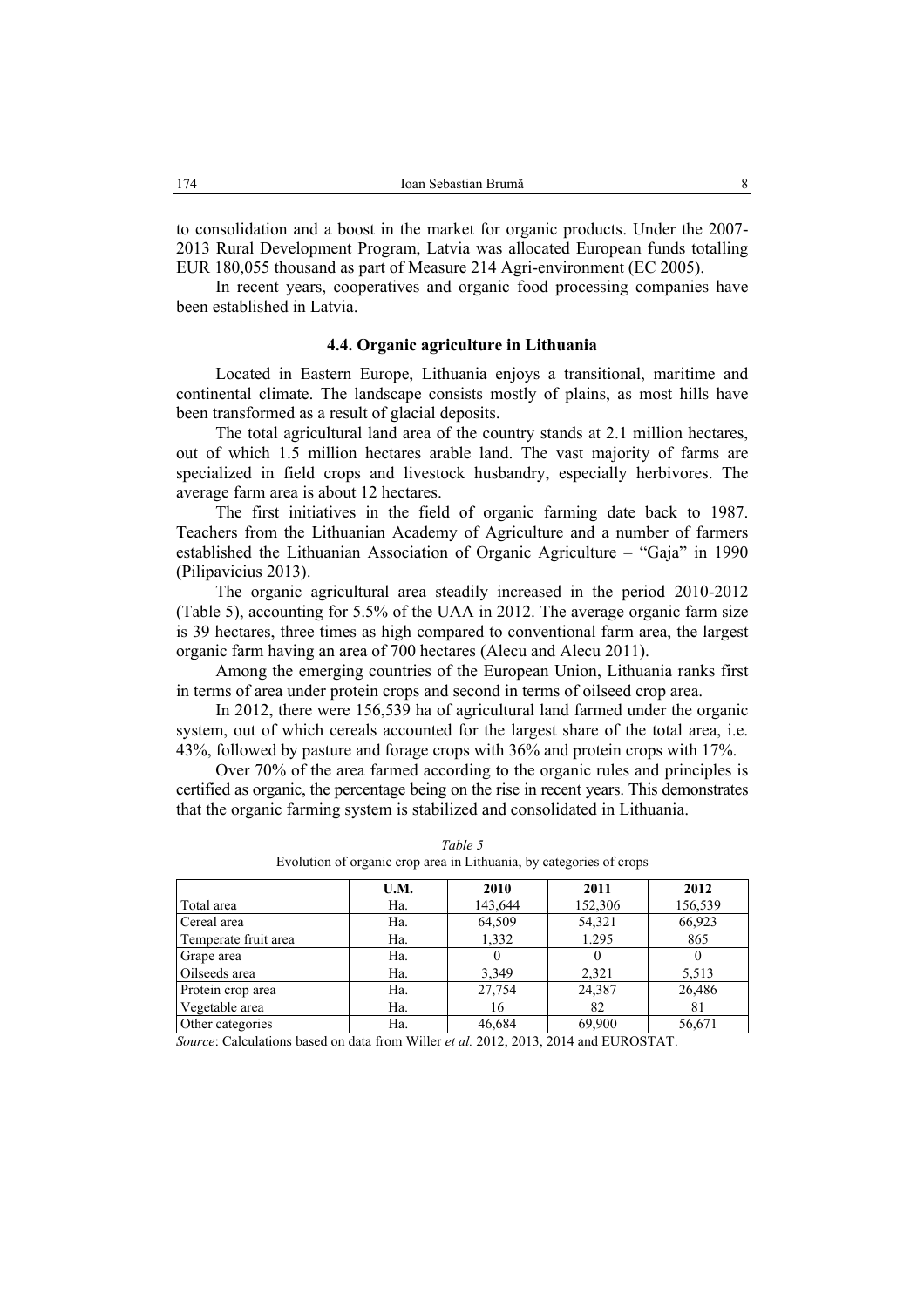to consolidation and a boost in the market for organic products. Under the 2007-2013 Rural Development Program, Latvia was allocated European funds totalling EUR 180,055 thousand as part of Measure 214 Agri-environment (EC 2005).

In recent years, cooperatives and organic food processing companies have been established in Latvia.

### 4.4. Organic agriculture in Lithuania

Located in Eastern Europe, Lithuania enjoys a transitional, maritime and continental climate. The landscape consists mostly of plains, as most hills have been transformed as a result of glacial deposits.

The total agricultural land area of the country stands at 2.1 million hectares, out of which 1.5 million hectares arable land. The vast majority of farms are specialized in field crops and livestock husbandry, especially herbivores. The average farm area is about 12 hectares.

The first initiatives in the field of organic farming date back to 1987. Teachers from the Lithuanian Academy of Agriculture and a number of farmers established the Lithuanian Association of Organic Agriculture – "Gaja" in 1990 (Pilipavicius 2013).

The organic agricultural area steadily increased in the period 2010-2012 (Table 5), accounting for 5.5% of the UAA in 2012. The average organic farm size is 39 hectares, three times as high compared to conventional farm area, the largest organic farm having an area of 700 hectares (Alecu and Alecu 2011).

Among the emerging countries of the European Union, Lithuania ranks first in terms of area under protein crops and second in terms of oilseed crop area.

In 2012, there were 156,539 ha of agricultural land farmed under the organic system, out of which cereals accounted for the largest share of the total area, i.e. 43%, followed by pasture and forage crops with 36% and protein crops with 17%.

Over 70% of the area farmed according to the organic rules and principles is certified as organic, the percentage being on the rise in recent years. This demonstrates that the organic farming system is stabilized and consolidated in Lithuania.

*Table 5*

Evolution of organic crop area in Lithuania, by categories of crops

| | U.M. | 2010 | 2011 | 2012 |
|---|---|---|---|---|
| Total area | Ha. | 143,644 | 152,306 | 156,539 |
| Cereal area | Ha. | 64,509 | 54,321 | 66,923 |
| Temperate fruit area | Ha. | 1,332 | 1.295 | 865 |
| Grape area | Ha. | 0 | 0 | 0 |
| Oilseeds area | Ha. | 3,349 | 2,321 | 5,513 |
| Protein crop area | Ha. | 27,754 | 24,387 | 26,486 |
| Vegetable area | Ha. | 16 | 82 | 81 |
| Other categories | Ha. | 46,684 | 69,900 | 56,671 |

*Source*: Calculations based on data from Willer *et al.* 2012, 2013, 2014 and EUROSTAT.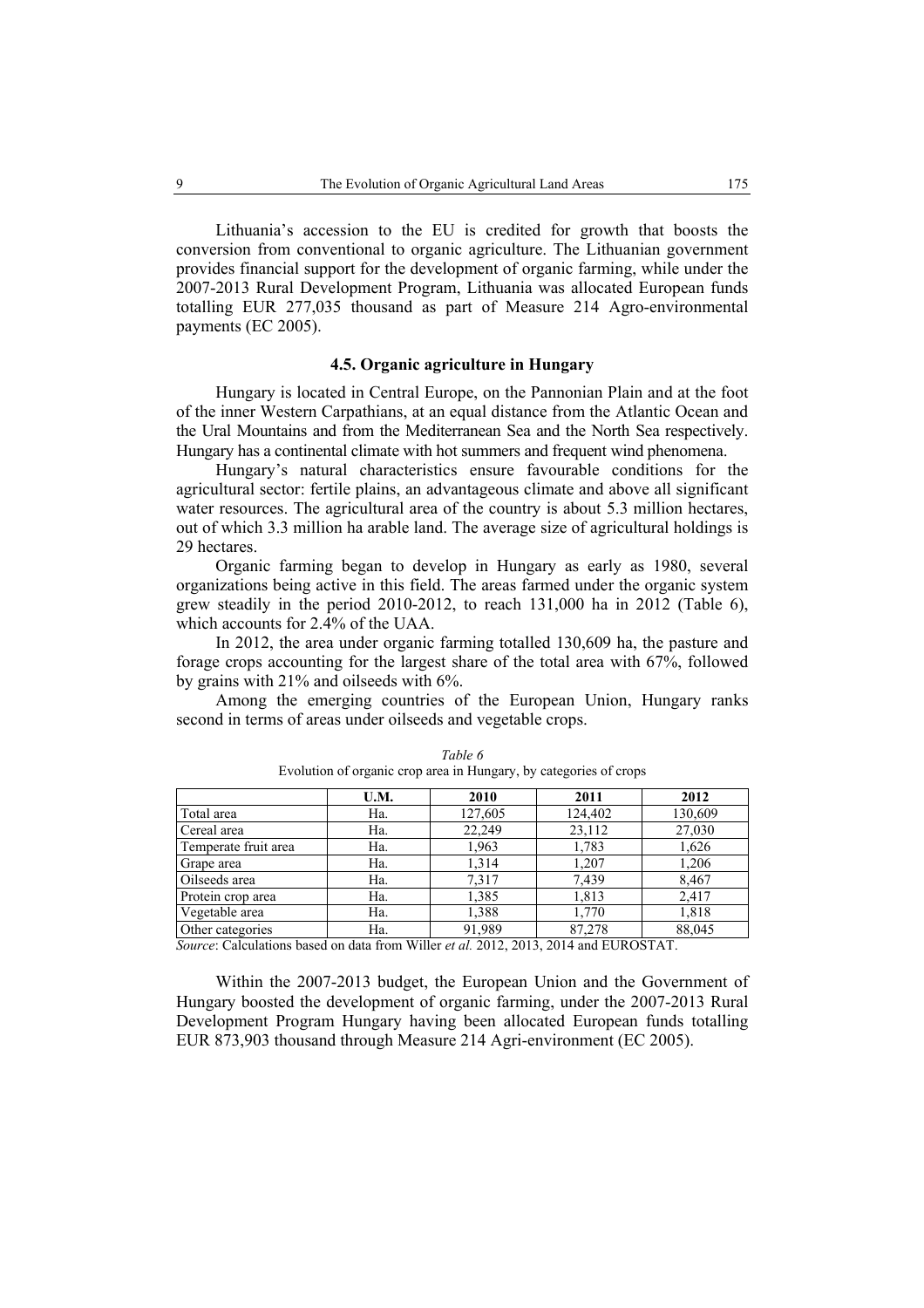Lithuania's accession to the EU is credited for growth that boosts the conversion from conventional to organic agriculture. The Lithuanian government provides financial support for the development of organic farming, while under the 2007-2013 Rural Development Program, Lithuania was allocated European funds totalling EUR 277,035 thousand as part of Measure 214 Agro-environmental payments (EC 2005).

### 4.5. Organic agriculture in Hungary

Hungary is located in Central Europe, on the Pannonian Plain and at the foot of the inner Western Carpathians, at an equal distance from the Atlantic Ocean and the Ural Mountains and from the Mediterranean Sea and the North Sea respectively. Hungary has a continental climate with hot summers and frequent wind phenomena.

Hungary's natural characteristics ensure favourable conditions for the agricultural sector: fertile plains, an advantageous climate and above all significant water resources. The agricultural area of the country is about 5.3 million hectares, out of which 3.3 million ha arable land. The average size of agricultural holdings is 29 hectares.

Organic farming began to develop in Hungary as early as 1980, several organizations being active in this field. The areas farmed under the organic system grew steadily in the period 2010-2012, to reach 131,000 ha in 2012 (Table 6), which accounts for 2.4% of the UAA.

In 2012, the area under organic farming totalled 130,609 ha, the pasture and forage crops accounting for the largest share of the total area with 67%, followed by grains with 21% and oilseeds with 6%.

Among the emerging countries of the European Union, Hungary ranks second in terms of areas under oilseeds and vegetable crops.

*Table 6*

Evolution of organic crop area in Hungary, by categories of crops

| | U.M. | 2010 | 2011 | 2012 |
|---|---|---|---|---|
| Total area | Ha. | 127,605 | 124,402 | 130,609 |
| Cereal area | Ha. | 22,249 | 23,112 | 27,030 |
| Temperate fruit area | Ha. | 1,963 | 1,783 | 1,626 |
| Grape area | Ha. | 1,314 | 1,207 | 1,206 |
| Oilseeds area | Ha. | 7,317 | 7,439 | 8,467 |
| Protein crop area | Ha. | 1,385 | 1,813 | 2,417 |
| Vegetable area | Ha. | 1,388 | 1,770 | 1,818 |
| Other categories | Ha. | 91,989 | 87,278 | 88,045 |

*Source*: Calculations based on data from Willer *et al.* 2012, 2013, 2014 and EUROSTAT.

Within the 2007-2013 budget, the European Union and the Government of Hungary boosted the development of organic farming, under the 2007-2013 Rural Development Program Hungary having been allocated European funds totalling EUR 873,903 thousand through Measure 214 Agri-environment (EC 2005).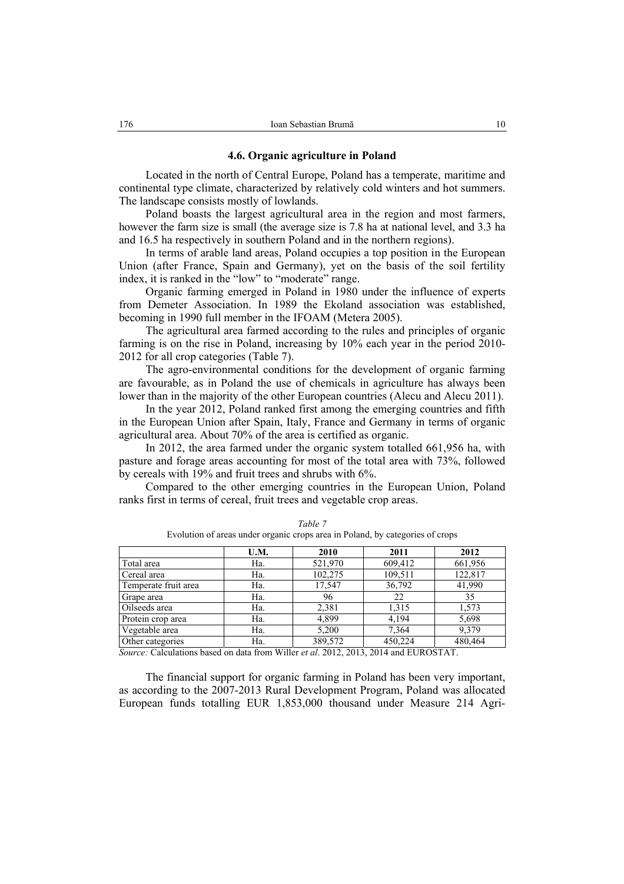### 4.6. Organic agriculture in Poland

Located in the north of Central Europe, Poland has a temperate, maritime and continental type climate, characterized by relatively cold winters and hot summers. The landscape consists mostly of lowlands.

Poland boasts the largest agricultural area in the region and most farmers, however the farm size is small (the average size is 7.8 ha at national level, and 3.3 ha and 16.5 ha respectively in southern Poland and in the northern regions).

In terms of arable land areas, Poland occupies a top position in the European Union (after France, Spain and Germany), yet on the basis of the soil fertility index, it is ranked in the "low" to "moderate" range.

Organic farming emerged in Poland in 1980 under the influence of experts from Demeter Association. In 1989 the Ekoland association was established, becoming in 1990 full member in the IFOAM (Metera 2005).

The agricultural area farmed according to the rules and principles of organic farming is on the rise in Poland, increasing by 10% each year in the period 2010-2012 for all crop categories (Table 7).

The agro-environmental conditions for the development of organic farming are favourable, as in Poland the use of chemicals in agriculture has always been lower than in the majority of the other European countries (Alecu and Alecu 2011).

In the year 2012, Poland ranked first among the emerging countries and fifth in the European Union after Spain, Italy, France and Germany in terms of organic agricultural area. About 70% of the area is certified as organic.

In 2012, the area farmed under the organic system totalled 661,956 ha, with pasture and forage areas accounting for most of the total area with 73%, followed by cereals with 19% and fruit trees and shrubs with 6%.

Compared to the other emerging countries in the European Union, Poland ranks first in terms of cereal, fruit trees and vegetable crop areas.

*Table 7*

Evolution of areas under organic crops area in Poland, by categories of crops

| | U.M. | 2010 | 2011 | 2012 |
|---|---|---|---|---|
| Total area | Ha. | 521,970 | 609,412 | 661,956 |
| Cereal area | Ha. | 102,275 | 109,511 | 122,817 |
| Temperate fruit area | Ha. | 17,547 | 36,792 | 41,990 |
| Grape area | Ha. | 96 | 22 | 35 |
| Oilseeds area | Ha. | 2,381 | 1,315 | 1,573 |
| Protein crop area | Ha. | 4,899 | 4,194 | 5,698 |
| Vegetable area | Ha. | 5,200 | 7,364 | 9,379 |
| Other categories | Ha. | 389,572 | 450,224 | 480,464 |

*Source:* Calculations based on data from Willer *et al*. 2012, 2013, 2014 and EUROSTAT.

The financial support for organic farming in Poland has been very important, as according to the 2007-2013 Rural Development Program, Poland was allocated European funds totalling EUR 1,853,000 thousand under Measure 214 Agri-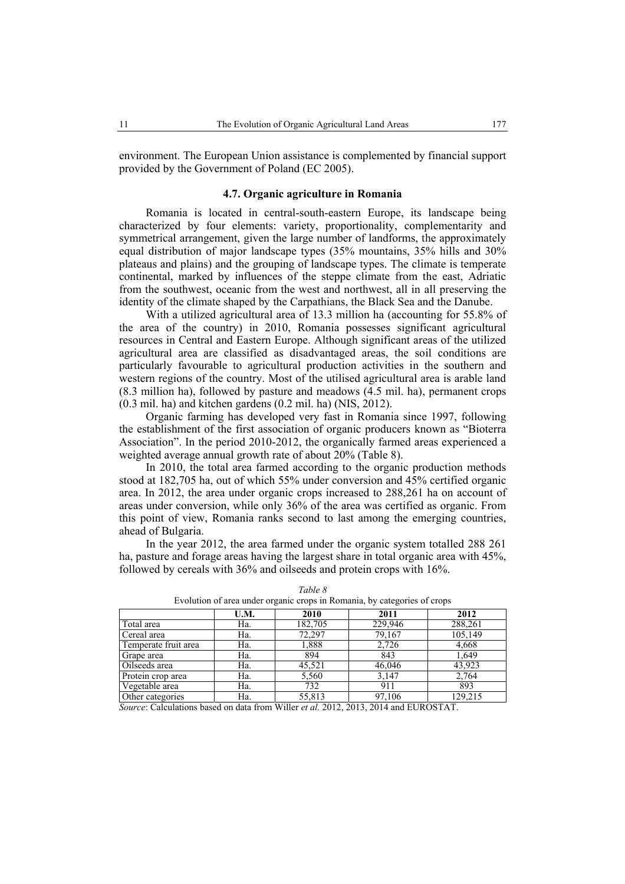environment. The European Union assistance is complemented by financial support provided by the Government of Poland (EC 2005).

### 4.7. Organic agriculture in Romania

Romania is located in central-south-eastern Europe, its landscape being characterized by four elements: variety, proportionality, complementarity and symmetrical arrangement, given the large number of landforms, the approximately equal distribution of major landscape types (35% mountains, 35% hills and 30% plateaus and plains) and the grouping of landscape types. The climate is temperate continental, marked by influences of the steppe climate from the east, Adriatic from the southwest, oceanic from the west and northwest, all in all preserving the identity of the climate shaped by the Carpathians, the Black Sea and the Danube.

With a utilized agricultural area of 13.3 million ha (accounting for 55.8% of the area of the country) in 2010, Romania possesses significant agricultural resources in Central and Eastern Europe. Although significant areas of the utilized agricultural area are classified as disadvantaged areas, the soil conditions are particularly favourable to agricultural production activities in the southern and western regions of the country. Most of the utilised agricultural area is arable land (8.3 million ha), followed by pasture and meadows (4.5 mil. ha), permanent crops (0.3 mil. ha) and kitchen gardens (0.2 mil. ha) (NIS, 2012).

Organic farming has developed very fast in Romania since 1997, following the establishment of the first association of organic producers known as "Bioterra Association". In the period 2010-2012, the organically farmed areas experienced a weighted average annual growth rate of about 20% (Table 8).

In 2010, the total area farmed according to the organic production methods stood at 182,705 ha, out of which 55% under conversion and 45% certified organic area. In 2012, the area under organic crops increased to 288,261 ha on account of areas under conversion, while only 36% of the area was certified as organic. From this point of view, Romania ranks second to last among the emerging countries, ahead of Bulgaria.

In the year 2012, the area farmed under the organic system totalled 288 261 ha, pasture and forage areas having the largest share in total organic area with 45%, followed by cereals with 36% and oilseeds and protein crops with 16%.

*Table 8*

Evolution of area under organic crops in Romania, by categories of crops

| | U.M. | 2010 | 2011 | 2012 |
|---|---|---|---|---|
| Total area | Ha. | 182,705 | 229,946 | 288,261 |
| Cereal area | Ha. | 72,297 | 79,167 | 105,149 |
| Temperate fruit area | Ha. | 1,888 | 2,726 | 4,668 |
| Grape area | Ha. | 894 | 843 | 1,649 |
| Oilseeds area | Ha. | 45,521 | 46,046 | 43,923 |
| Protein crop area | Ha. | 5,560 | 3,147 | 2,764 |
| Vegetable area | Ha. | 732 | 911 | 893 |
| Other categories | Ha. | 55,813 | 97,106 | 129,215 |

*Source*: Calculations based on data from Willer *et al.* 2012, 2013, 2014 and EUROSTAT.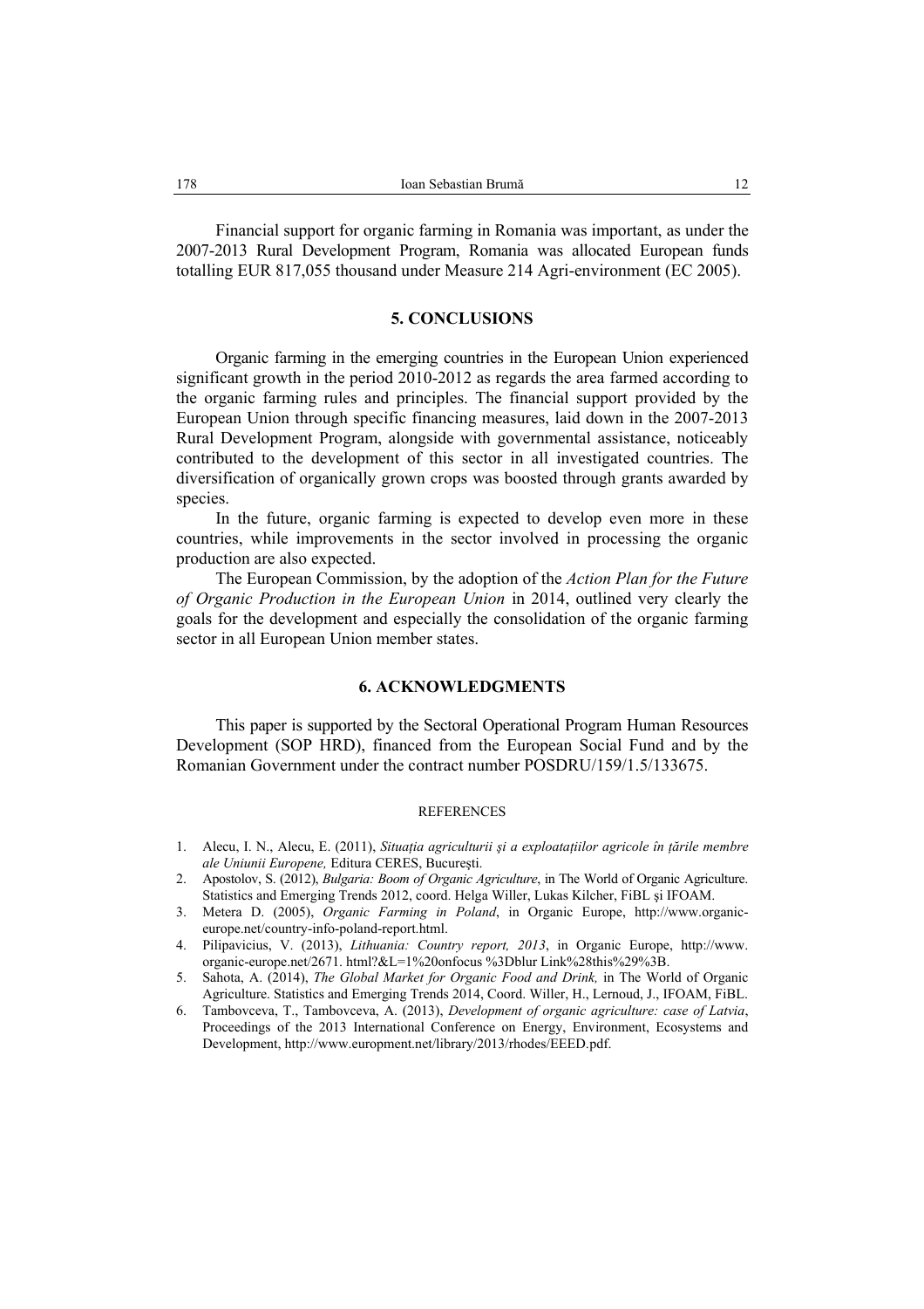Financial support for organic farming in Romania was important, as under the 2007-2013 Rural Development Program, Romania was allocated European funds totalling EUR 817,055 thousand under Measure 214 Agri-environment (EC 2005).

## 5. CONCLUSIONS

Organic farming in the emerging countries in the European Union experienced significant growth in the period 2010-2012 as regards the area farmed according to the organic farming rules and principles. The financial support provided by the European Union through specific financing measures, laid down in the 2007-2013 Rural Development Program, alongside with governmental assistance, noticeably contributed to the development of this sector in all investigated countries. The diversification of organically grown crops was boosted through grants awarded by species.

In the future, organic farming is expected to develop even more in these countries, while improvements in the sector involved in processing the organic production are also expected.

The European Commission, by the adoption of the *Action Plan for the Future of Organic Production in the European Union* in 2014, outlined very clearly the goals for the development and especially the consolidation of the organic farming sector in all European Union member states.

## 6. ACKNOWLEDGMENTS

This paper is supported by the Sectoral Operational Program Human Resources Development (SOP HRD), financed from the European Social Fund and by the Romanian Government under the contract number POSDRU/159/1.5/133675.

### REFERENCES

1. Alecu, I. N., Alecu, E. (2011), *Situația agriculturii şi a exploatațiilor agricole în țările membre ale Uniunii Europene,* Editura CERES, Bucureşti.
2. Apostolov, S. (2012), *Bulgaria: Boom of Organic Agriculture*, in The World of Organic Agriculture. Statistics and Emerging Trends 2012, coord. Helga Willer, Lukas Kilcher, FiBL şi IFOAM.
3. Metera D. (2005), *Organic Farming in Poland*, in Organic Europe, http://www.organic-europe.net/country-info-poland-report.html.
4. Pilipavicius, V. (2013), *Lithuania: Country report, 2013*, in Organic Europe, http://www.organic-europe.net/2671. html?&L=1%20onfocus %3Dblur Link%28this%29%3B.
5. Sahota, A. (2014), *The Global Market for Organic Food and Drink,* in The World of Organic Agriculture. Statistics and Emerging Trends 2014, Coord. Willer, H., Lernoud, J., IFOAM, FiBL.
6. Tambovceva, T., Tambovceva, A. (2013), *Development of organic agriculture: case of Latvia*, Proceedings of the 2013 International Conference on Energy, Environment, Ecosystems and Development, http://www.europment.net/library/2013/rhodes/EEED.pdf.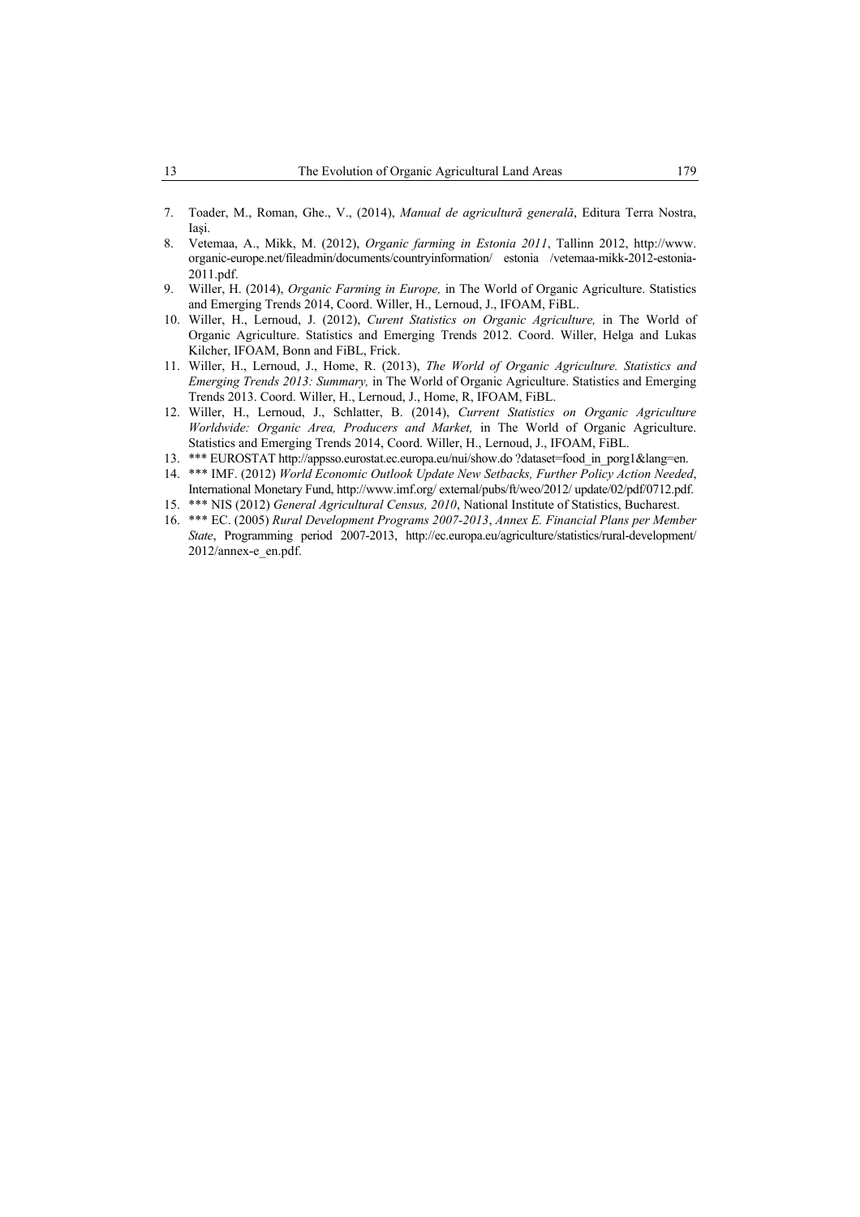7. Toader, M., Roman, Ghe., V., (2014), *Manual de agricultură generală*, Editura Terra Nostra, Iaşi.
8. Vetemaa, A., Mikk, M. (2012), *Organic farming in Estonia 2011*, Tallinn 2012, http://www.organic-europe.net/fileadmin/documents/countryinformation/ estonia /vetemaa-mikk-2012-estonia-2011.pdf.
9. Willer, H. (2014), *Organic Farming in Europe,* in The World of Organic Agriculture. Statistics and Emerging Trends 2014, Coord. Willer, H., Lernoud, J., IFOAM, FiBL.
10. Willer, H., Lernoud, J. (2012), *Curent Statistics on Organic Agriculture,* in The World of Organic Agriculture. Statistics and Emerging Trends 2012. Coord. Willer, Helga and Lukas Kilcher, IFOAM, Bonn and FiBL, Frick.
11. Willer, H., Lernoud, J., Home, R. (2013), *The World of Organic Agriculture. Statistics and Emerging Trends 2013: Summary,* in The World of Organic Agriculture. Statistics and Emerging Trends 2013. Coord. Willer, H., Lernoud, J., Home, R, IFOAM, FiBL.
12. Willer, H., Lernoud, J., Schlatter, B. (2014), *Current Statistics on Organic Agriculture Worldwide: Organic Area, Producers and Market,* in The World of Organic Agriculture. Statistics and Emerging Trends 2014, Coord. Willer, H., Lernoud, J., IFOAM, FiBL.
13. *** EUROSTAT http://appsso.eurostat.ec.europa.eu/nui/show.do ?dataset=food_in_porg1&lang=en.
14. *** IMF. (2012) *World Economic Outlook Update New Setbacks, Further Policy Action Needed*, International Monetary Fund, http://www.imf.org/ external/pubs/ft/weo/2012/ update/02/pdf/0712.pdf.
15. *** NIS (2012) *General Agricultural Census, 2010*, National Institute of Statistics, Bucharest.
16. *** EC. (2005) *Rural Development Programs 2007-2013*, *Annex E. Financial Plans per Member State*, Programming period 2007-2013, http://ec.europa.eu/agriculture/statistics/rural-development/ 2012/annex-e_en.pdf.